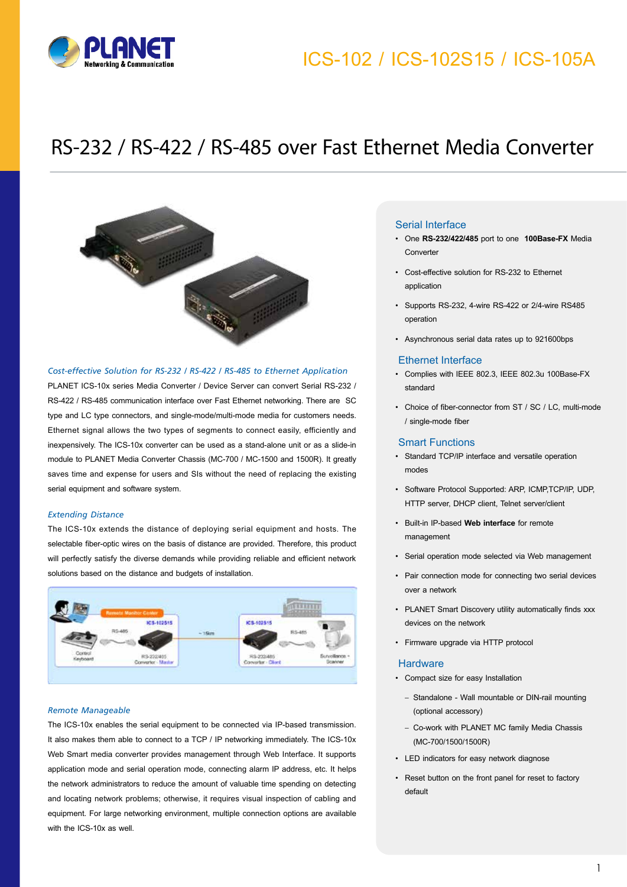# ICS-102 / ICS-102S15 / ICS-105A

## RS-232 / RS-422 / RS-485 over Fast Ethernet Media Converter

### *Cost-effective Solution for RS-232 / RS-422 / RS-485 to Ethernet Application*

PLANET ICS-10x series Media Converter / Device Server can convert Serial RS-232 / RS-422 / RS-485 communication interface over Fast Ethernet networking. There are SC type and LC type connectors, and single-mode/multi-mode media for customers needs. Ethernet signal allows the two types of segments to connect easily, efficiently and inexpensively. The ICS-10x converter can be used as a stand-alone unit or as a slide-in module to PLANET Media Converter Chassis (MC-700 / MC-1500 and 1500R). It greatly saves time and expense for users and SIs without the need of replacing the existing serial equipment and software system.

### *Extending Distance*

The ICS-10x extends the distance of deploying serial equipment and hosts. The selectable fiber-optic wires on the basis of distance are provided. Therefore, this product will perfectly satisfy the diverse demands while providing reliable and efficient network solutions based on the distance and budgets of installation.

### *Remote Manageable*

The ICS-10x enables the serial equipment to be connected via IP-based transmission. It also makes them able to connect to a TCP / IP networking immediately. The ICS-10x Web Smart media converter provides management through Web Interface. It supports application mode and serial operation mode, connecting alarm IP address, etc. It helps the network administrators to reduce the amount of valuable time spending on detecting and locating network problems; otherwise, it requires visual inspection of cabling and equipment. For large networking environment, multiple connection options are available with the ICS-10x as well.

### Serial Interface

- One **RS-232/422/485** port to one **100Base-FX** Media Converter
- Cost-effective solution for RS-232 to Ethernet application
- Supports RS-232, 4-wire RS-422 or 2/4-wire RS485 operation
- Asynchronous serial data rates up to 921600bps

### Ethernet Interface

- Complies with IEEE 802.3, IEEE 802.3u 100Base-FX standard
- Choice of fiber-connector from ST / SC / LC, multi-mode / single-mode fiber

### Smart Functions

- Standard TCP/IP interface and versatile operation modes
- Software Protocol Supported: ARP, ICMP,TCP/IP, UDP, HTTP server, DHCP client, Telnet server/client
- Built-in IP-based **Web interface** for remote management
- Serial operation mode selected via Web management
- Pair connection mode for connecting two serial devices over a network
- PLANET Smart Discovery utility automatically finds xxx devices on the network
- Firmware upgrade via HTTP protocol

### Hardware

- Compact size for easy Installation
  - Standalone - Wall mountable or DIN-rail mounting (optional accessory)
  - Co-work with PLANET MC family Media Chassis (MC-700/1500/1500R)
- LED indicators for easy network diagnose
- Reset button on the front panel for reset to factory default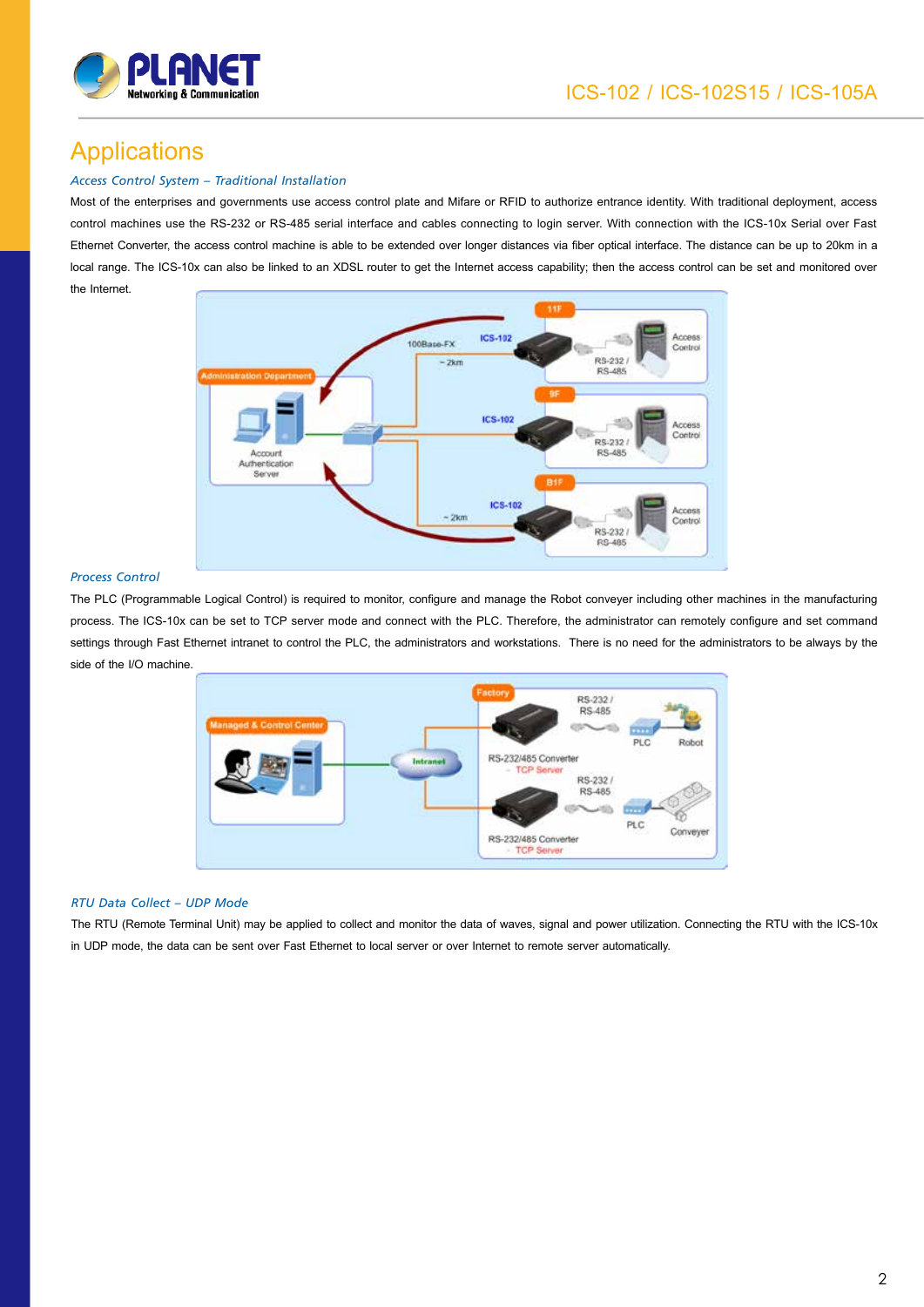## Applications

*Access Control System – Traditional Installation*

Most of the enterprises and governments use access control plate and Mifare or RFID to authorize entrance identity. With traditional deployment, access control machines use the RS-232 or RS-485 serial interface and cables connecting to login server. With connection with the ICS-10x Serial over Fast Ethernet Converter, the access control machine is able to be extended over longer distances via fiber optical interface. The distance can be up to 20km in a local range. The ICS-10x can also be linked to an XDSL router to get the Internet access capability; then the access control can be set and monitored over the Internet.

*Process Control*

The PLC (Programmable Logical Control) is required to monitor, configure and manage the Robot conveyer including other machines in the manufacturing process. The ICS-10x can be set to TCP server mode and connect with the PLC. Therefore, the administrator can remotely configure and set command settings through Fast Ethernet intranet to control the PLC, the administrators and workstations. There is no need for the administrators to be always by the side of the I/O machine.

*RTU Data Collect – UDP Mode*

The RTU (Remote Terminal Unit) may be applied to collect and monitor the data of waves, signal and power utilization. Connecting the RTU with the ICS-10x in UDP mode, the data can be sent over Fast Ethernet to local server or over Internet to remote server automatically.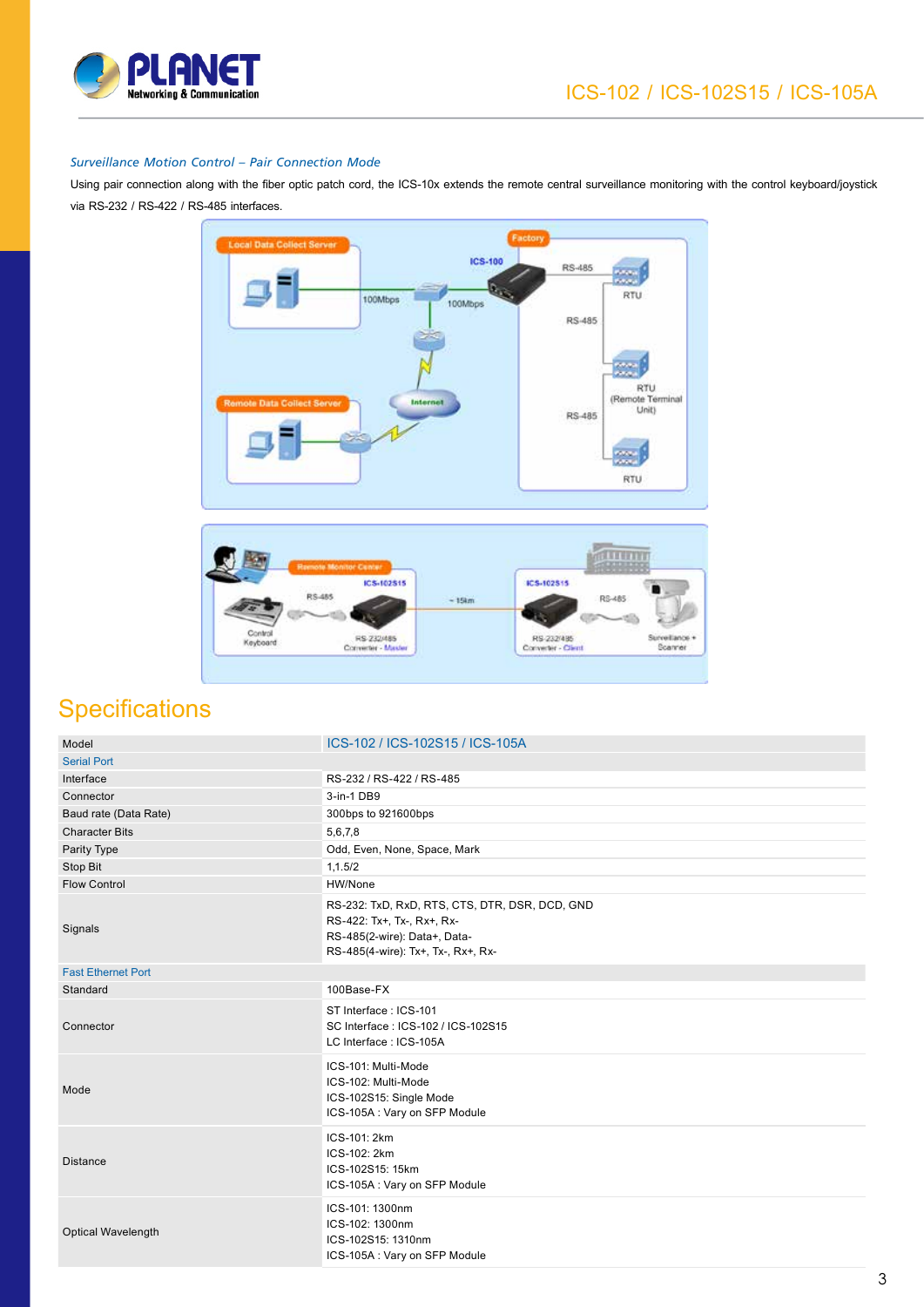*Surveillance Motion Control – Pair Connection Mode*

Using pair connection along with the fiber optic patch cord, the ICS-10x extends the remote central surveillance monitoring with the control keyboard/joystick via RS-232 / RS-422 / RS-485 interfaces.

## Specifications

| Model | ICS-102 / ICS-102S15 / ICS-105A |
|---|---|
| **Serial Port** | |
| Interface | RS-232 / RS-422 / RS-485 |
| Connector | 3-in-1 DB9 |
| Baud rate (Data Rate) | 300bps to 921600bps |
| Character Bits | 5,6,7,8 |
| Parity Type | Odd, Even, None, Space, Mark |
| Stop Bit | 1,1.5/2 |
| Flow Control | HW/None |
| Signals | RS-232: TxD, RxD, RTS, CTS, DTR, DSR, DCD, GND<br>RS-422: Tx+, Tx-, Rx+, Rx-<br>RS-485(2-wire): Data+, Data-<br>RS-485(4-wire): Tx+, Tx-, Rx+, Rx- |
| **Fast Ethernet Port** | |
| Standard | 100Base-FX |
| Connector | ST Interface : ICS-101<br>SC Interface : ICS-102 / ICS-102S15<br>LC Interface : ICS-105A |
| Mode | ICS-101: Multi-Mode<br>ICS-102: Multi-Mode<br>ICS-102S15: Single Mode<br>ICS-105A : Vary on SFP Module |
| Distance | ICS-101: 2km<br>ICS-102: 2km<br>ICS-102S15: 15km<br>ICS-105A : Vary on SFP Module |
| Optical Wavelength | ICS-101: 1300nm<br>ICS-102: 1300nm<br>ICS-102S15: 1310nm<br>ICS-105A : Vary on SFP Module |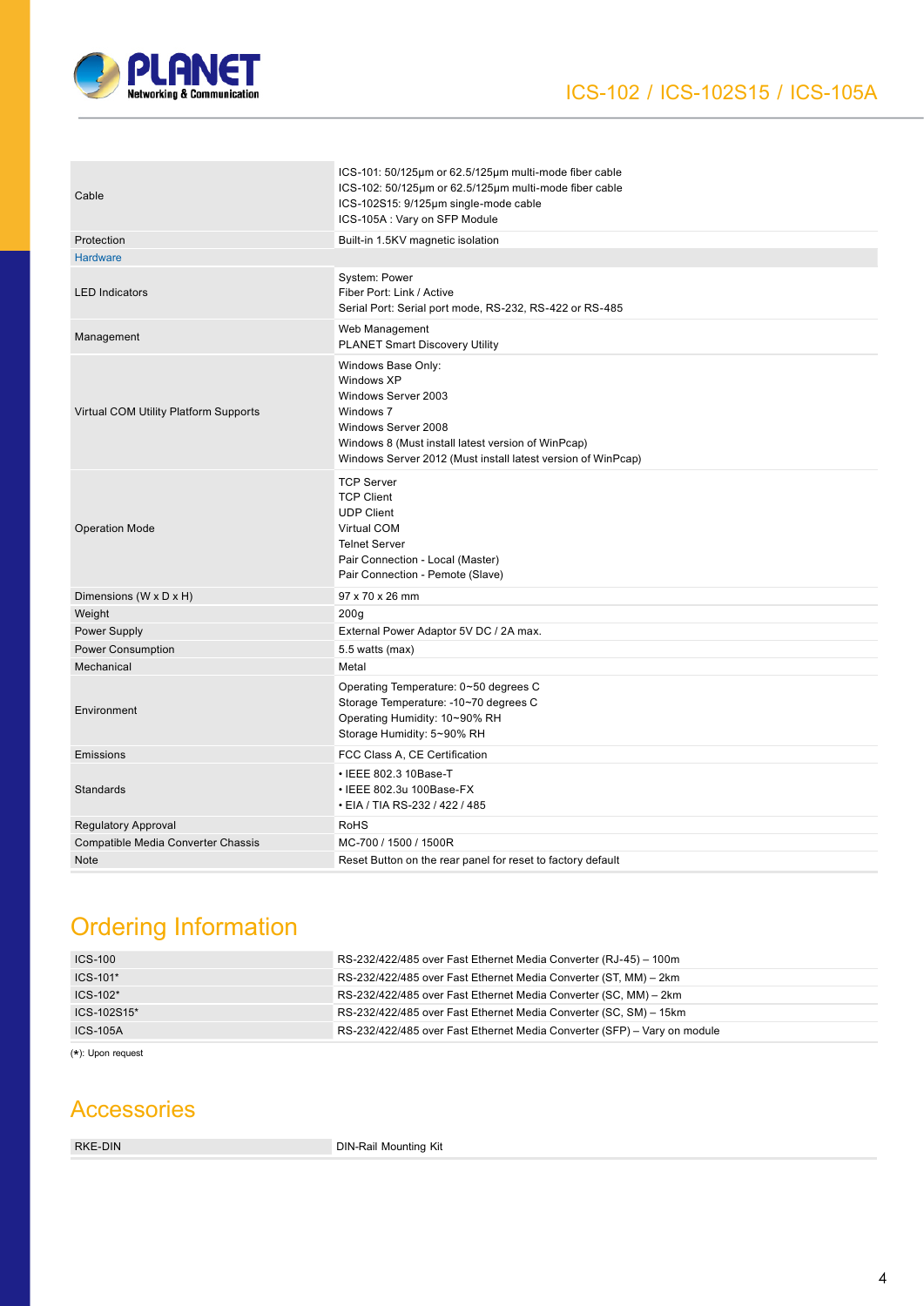| | |
|---|---|
| Cable | ICS-101: 50/125μm or 62.5/125μm multi-mode fiber cable<br>ICS-102: 50/125μm or 62.5/125μm multi-mode fiber cable<br>ICS-102S15: 9/125μm single-mode cable<br>ICS-105A : Vary on SFP Module |
| Protection | Built-in 1.5KV magnetic isolation |
| **Hardware** | |
| LED Indicators | System: Power<br>Fiber Port: Link / Active<br>Serial Port: Serial port mode, RS-232, RS-422 or RS-485 |
| Management | Web Management<br>PLANET Smart Discovery Utility |
| Virtual COM Utility Platform Supports | Windows Base Only:<br>Windows XP<br>Windows Server 2003<br>Windows 7<br>Windows Server 2008<br>Windows 8 (Must install latest version of WinPcap)<br>Windows Server 2012 (Must install latest version of WinPcap) |
| Operation Mode | TCP Server<br>TCP Client<br>UDP Client<br>Virtual COM<br>Telnet Server<br>Pair Connection - Local (Master)<br>Pair Connection - Pemote (Slave) |
| Dimensions (W x D x H) | 97 x 70 x 26 mm |
| Weight | 200g |
| Power Supply | External Power Adaptor 5V DC / 2A max. |
| Power Consumption | 5.5 watts (max) |
| Mechanical | Metal |
| Environment | Operating Temperature: 0~50 degrees C<br>Storage Temperature: -10~70 degrees C<br>Operating Humidity: 10~90% RH<br>Storage Humidity: 5~90% RH |
| Emissions | FCC Class A, CE Certification |
| Standards | • IEEE 802.3 10Base-T<br>• IEEE 802.3u 100Base-FX<br>• EIA / TIA RS-232 / 422 / 485 |
| Regulatory Approval | RoHS |
| Compatible Media Converter Chassis | MC-700 / 1500 / 1500R |
| Note | Reset Button on the rear panel for reset to factory default |

## Ordering Information

| | |
|---|---|
| ICS-100 | RS-232/422/485 over Fast Ethernet Media Converter (RJ-45) – 100m |
| ICS-101* | RS-232/422/485 over Fast Ethernet Media Converter (ST, MM) – 2km |
| ICS-102* | RS-232/422/485 over Fast Ethernet Media Converter (SC, MM) – 2km |
| ICS-102S15* | RS-232/422/485 over Fast Ethernet Media Converter (SC, SM) – 15km |
| ICS-105A | RS-232/422/485 over Fast Ethernet Media Converter (SFP) – Vary on module |

(*): Upon request

## Accessories

| | |
|---|---|
| RKE-DIN | DIN-Rail Mounting Kit |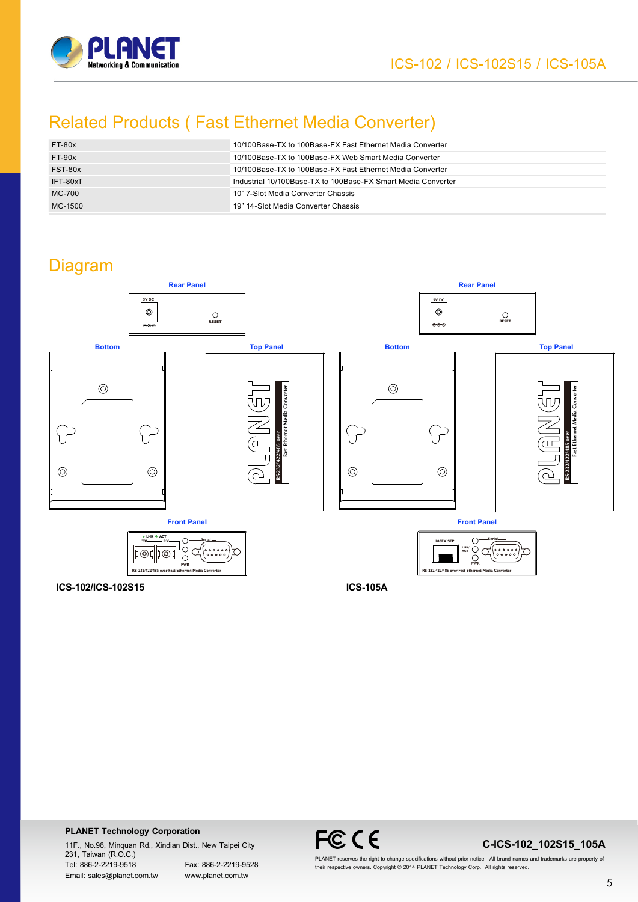## Related Products ( Fast Ethernet Media Converter)

| | |
|---|---|
| FT-80x | 10/100Base-TX to 100Base-FX Fast Ethernet Media Converter |
| FT-90x | 10/100Base-TX to 100Base-FX Web Smart Media Converter |
| FST-80x | 10/100Base-TX to 100Base-FX Fast Ethernet Media Converter |
| IFT-80xT | Industrial 10/100Base-TX to 100Base-FX Smart Media Converter |
| MC-700 | 10" 7-Slot Media Converter Chassis |
| MC-1500 | 19" 14-Slot Media Converter Chassis |

## Diagram

Rear Panel

5V DC

RESET

Bottom

Top Panel

Front Panel

LNK ACT

TX RX

Serial

PWR

RS-232/422/485 over Fast Ethernet Media Converter

**ICS-102/ICS-102S15**

Rear Panel

5V DC

RESET

Bottom

Top Panel

Front Panel

100FX SFP

LNK/ACT

Serial

PWR

RS-232/422/485 over Fast Ethernet Media Converter

**ICS-105A**

**PLANET Technology Corporation**

11F., No.96, Minquan Rd., Xindian Dist., New Taipei City 231, Taiwan (R.O.C.)
Tel: 886-2-2219-9518 Fax: 886-2-2219-9528
Email: sales@planet.com.tw www.planet.com.tw

**C-ICS-102_102S15_105A**

PLANET reserves the right to change specifications without prior notice. All brand names and trademarks are property of their respective owners. Copyright © 2014 PLANET Technology Corp. All rights reserved.